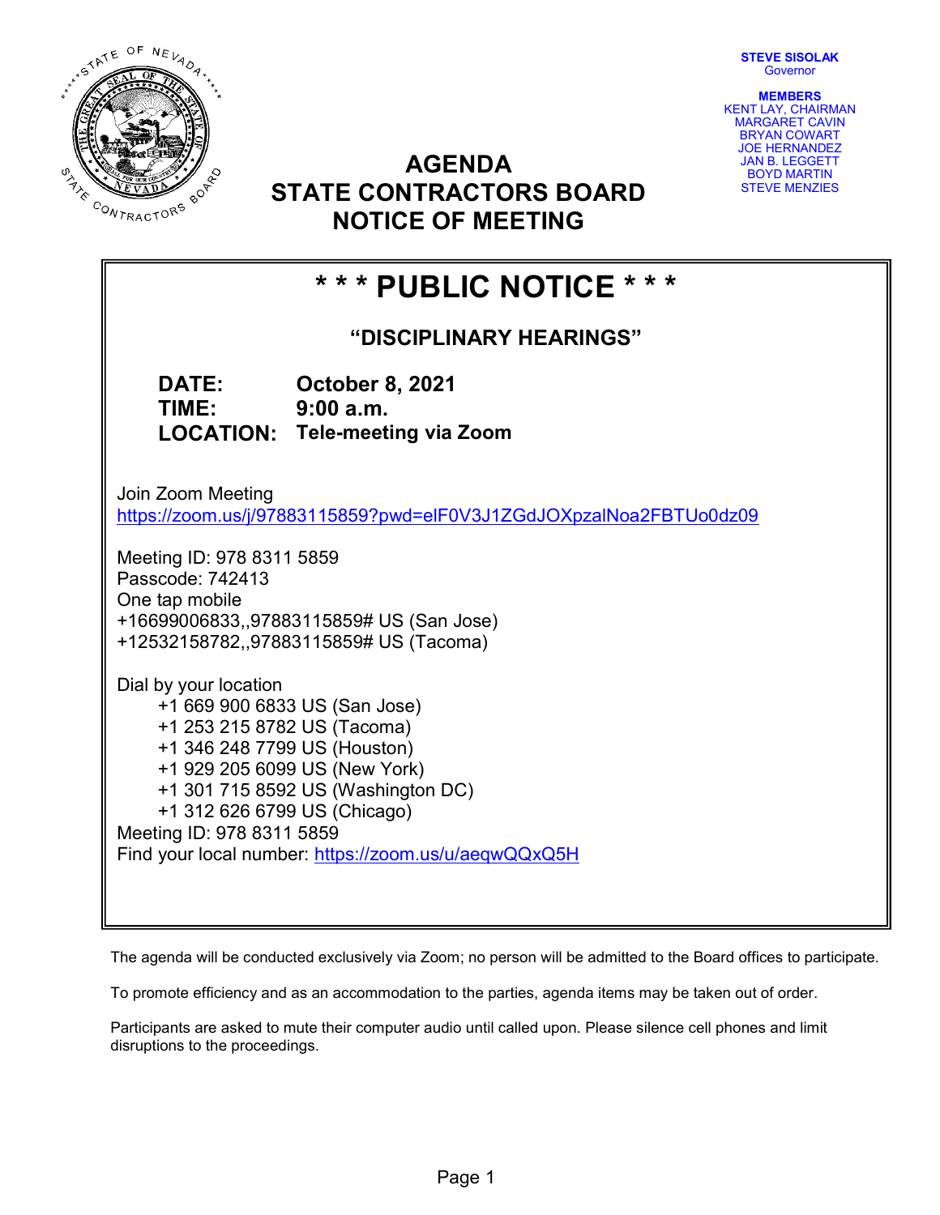STEVE SISOLAK
Governor

**MEMBERS**
KENT LAY, CHAIRMAN
MARGARET CAVIN
BRYAN COWART
JOE HERNANDEZ
JAN B. LEGGETT
BOYD MARTIN
STEVE MENZIES

# AGENDA
# STATE CONTRACTORS BOARD
# NOTICE OF MEETING

## * * * PUBLIC NOTICE * * *

### "DISCIPLINARY HEARINGS"

**DATE:** October 8, 2021
**TIME:** 9:00 a.m.
**LOCATION:** Tele-meeting via Zoom

Join Zoom Meeting
https://zoom.us/j/97883115859?pwd=elF0V3J1ZGdJOXpzalNoa2FBTUo0dz09

Meeting ID: 978 8311 5859
Passcode: 742413
One tap mobile
+16699006833,,97883115859# US (San Jose)
+12532158782,,97883115859# US (Tacoma)

Dial by your location
+1 669 900 6833 US (San Jose)
+1 253 215 8782 US (Tacoma)
+1 346 248 7799 US (Houston)
+1 929 205 6099 US (New York)
+1 301 715 8592 US (Washington DC)
+1 312 626 6799 US (Chicago)
Meeting ID: 978 8311 5859
Find your local number: https://zoom.us/u/aeqwQQxQ5H

The agenda will be conducted exclusively via Zoom; no person will be admitted to the Board offices to participate.

To promote efficiency and as an accommodation to the parties, agenda items may be taken out of order.

Participants are asked to mute their computer audio until called upon. Please silence cell phones and limit disruptions to the proceedings.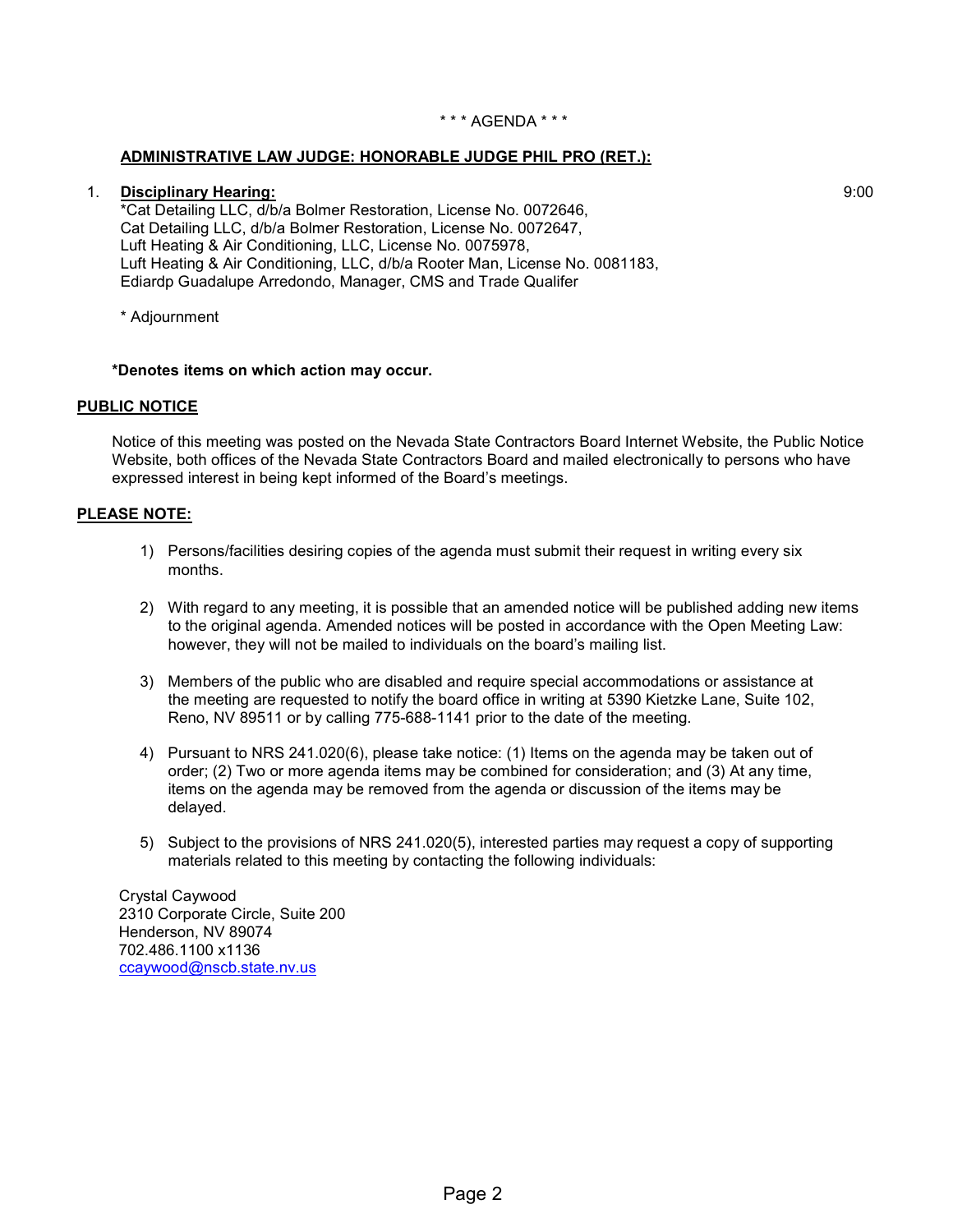\* \* \* AGENDA \* \* \*

**ADMINISTRATIVE LAW JUDGE: HONORABLE JUDGE PHIL PRO (RET.):**

1. **Disciplinary Hearing:** 9:00

   *Cat Detailing LLC, d/b/a Bolmer Restoration, License No. 0072646,
   Cat Detailing LLC, d/b/a Bolmer Restoration, License No. 0072647,
   Luft Heating & Air Conditioning, LLC, License No. 0075978,
   Luft Heating & Air Conditioning, LLC, d/b/a Rooter Man, License No. 0081183,
   Ediardp Guadalupe Arredondo, Manager, CMS and Trade Qualifer

   \* Adjournment

**\*Denotes items on which action may occur.**

**PUBLIC NOTICE**

Notice of this meeting was posted on the Nevada State Contractors Board Internet Website, the Public Notice Website, both offices of the Nevada State Contractors Board and mailed electronically to persons who have expressed interest in being kept informed of the Board's meetings.

**PLEASE NOTE:**

1) Persons/facilities desiring copies of the agenda must submit their request in writing every six months.

2) With regard to any meeting, it is possible that an amended notice will be published adding new items to the original agenda. Amended notices will be posted in accordance with the Open Meeting Law: however, they will not be mailed to individuals on the board's mailing list.

3) Members of the public who are disabled and require special accommodations or assistance at the meeting are requested to notify the board office in writing at 5390 Kietzke Lane, Suite 102, Reno, NV 89511 or by calling 775-688-1141 prior to the date of the meeting.

4) Pursuant to NRS 241.020(6), please take notice: (1) Items on the agenda may be taken out of order; (2) Two or more agenda items may be combined for consideration; and (3) At any time, items on the agenda may be removed from the agenda or discussion of the items may be delayed.

5) Subject to the provisions of NRS 241.020(5), interested parties may request a copy of supporting materials related to this meeting by contacting the following individuals:

Crystal Caywood
2310 Corporate Circle, Suite 200
Henderson, NV 89074
702.486.1100 x1136
ccaywood@nscb.state.nv.us